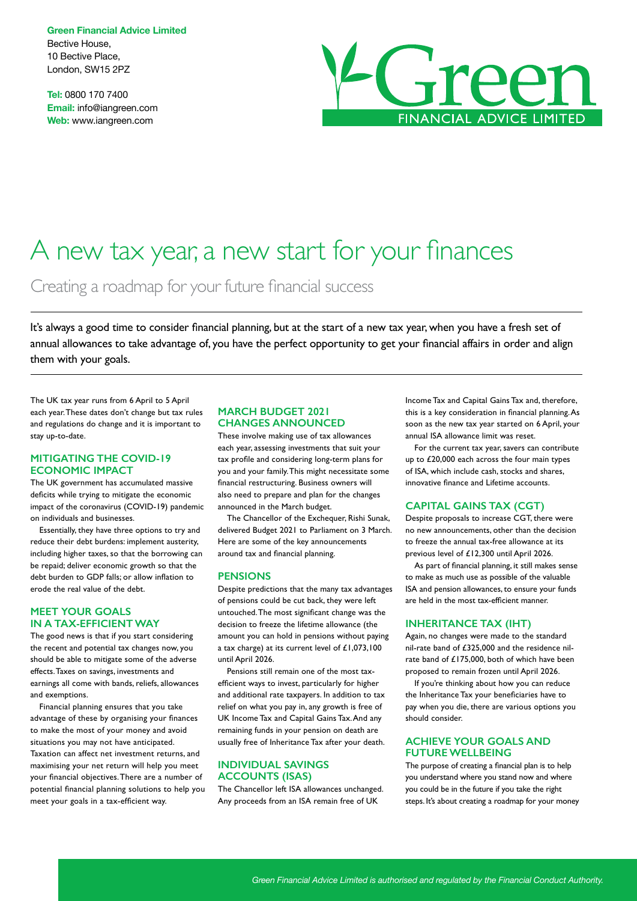**Green Financial Advice Limited**
Bective House,
10 Bective Place,
London, SW15 2PZ

**Tel:** 0800 170 7400
**Email:** info@iangreen.com
**Web:** www.iangreen.com

# A new tax year, a new start for your finances

## Creating a roadmap for your future financial success

It's always a good time to consider financial planning, but at the start of a new tax year, when you have a fresh set of annual allowances to take advantage of, you have the perfect opportunity to get your financial affairs in order and align them with your goals.

The UK tax year runs from 6 April to 5 April each year. These dates don't change but tax rules and regulations do change and it is important to stay up-to-date.

### MITIGATING THE COVID-19 ECONOMIC IMPACT

The UK government has accumulated massive deficits while trying to mitigate the economic impact of the coronavirus (COVID-19) pandemic on individuals and businesses.

Essentially, they have three options to try and reduce their debt burdens: implement austerity, including higher taxes, so that the borrowing can be repaid; deliver economic growth so that the debt burden to GDP falls; or allow inflation to erode the real value of the debt.

### MEET YOUR GOALS IN A TAX-EFFICIENT WAY

The good news is that if you start considering the recent and potential tax changes now, you should be able to mitigate some of the adverse effects. Taxes on savings, investments and earnings all come with bands, reliefs, allowances and exemptions.

Financial planning ensures that you take advantage of these by organising your finances to make the most of your money and avoid situations you may not have anticipated. Taxation can affect net investment returns, and maximising your net return will help you meet your financial objectives. There are a number of potential financial planning solutions to help you meet your goals in a tax-efficient way.

### MARCH BUDGET 2021 CHANGES ANNOUNCED

These involve making use of tax allowances each year, assessing investments that suit your tax profile and considering long-term plans for you and your family. This might necessitate some financial restructuring. Business owners will also need to prepare and plan for the changes announced in the March budget.

The Chancellor of the Exchequer, Rishi Sunak, delivered Budget 2021 to Parliament on 3 March. Here are some of the key announcements around tax and financial planning.

### PENSIONS

Despite predictions that the many tax advantages of pensions could be cut back, they were left untouched. The most significant change was the decision to freeze the lifetime allowance (the amount you can hold in pensions without paying a tax charge) at its current level of £1,073,100 until April 2026.

Pensions still remain one of the most tax-efficient ways to invest, particularly for higher and additional rate taxpayers. In addition to tax relief on what you pay in, any growth is free of UK Income Tax and Capital Gains Tax. And any remaining funds in your pension on death are usually free of Inheritance Tax after your death.

### INDIVIDUAL SAVINGS ACCOUNTS (ISAS)

The Chancellor left ISA allowances unchanged. Any proceeds from an ISA remain free of UK Income Tax and Capital Gains Tax and, therefore, this is a key consideration in financial planning. As soon as the new tax year started on 6 April, your annual ISA allowance limit was reset.

For the current tax year, savers can contribute up to £20,000 each across the four main types of ISA, which include cash, stocks and shares, innovative finance and Lifetime accounts.

### CAPITAL GAINS TAX (CGT)

Despite proposals to increase CGT, there were no new announcements, other than the decision to freeze the annual tax-free allowance at its previous level of £12,300 until April 2026.

As part of financial planning, it still makes sense to make as much use as possible of the valuable ISA and pension allowances, to ensure your funds are held in the most tax-efficient manner.

### INHERITANCE TAX (IHT)

Again, no changes were made to the standard nil-rate band of £325,000 and the residence nil-rate band of £175,000, both of which have been proposed to remain frozen until April 2026.

If you're thinking about how you can reduce the Inheritance Tax your beneficiaries have to pay when you die, there are various options you should consider.

### ACHIEVE YOUR GOALS AND FUTURE WELLBEING

The purpose of creating a financial plan is to help you understand where you stand now and where you could be in the future if you take the right steps. It's about creating a roadmap for your money

*Green Financial Advice Limited is authorised and regulated by the Financial Conduct Authority.*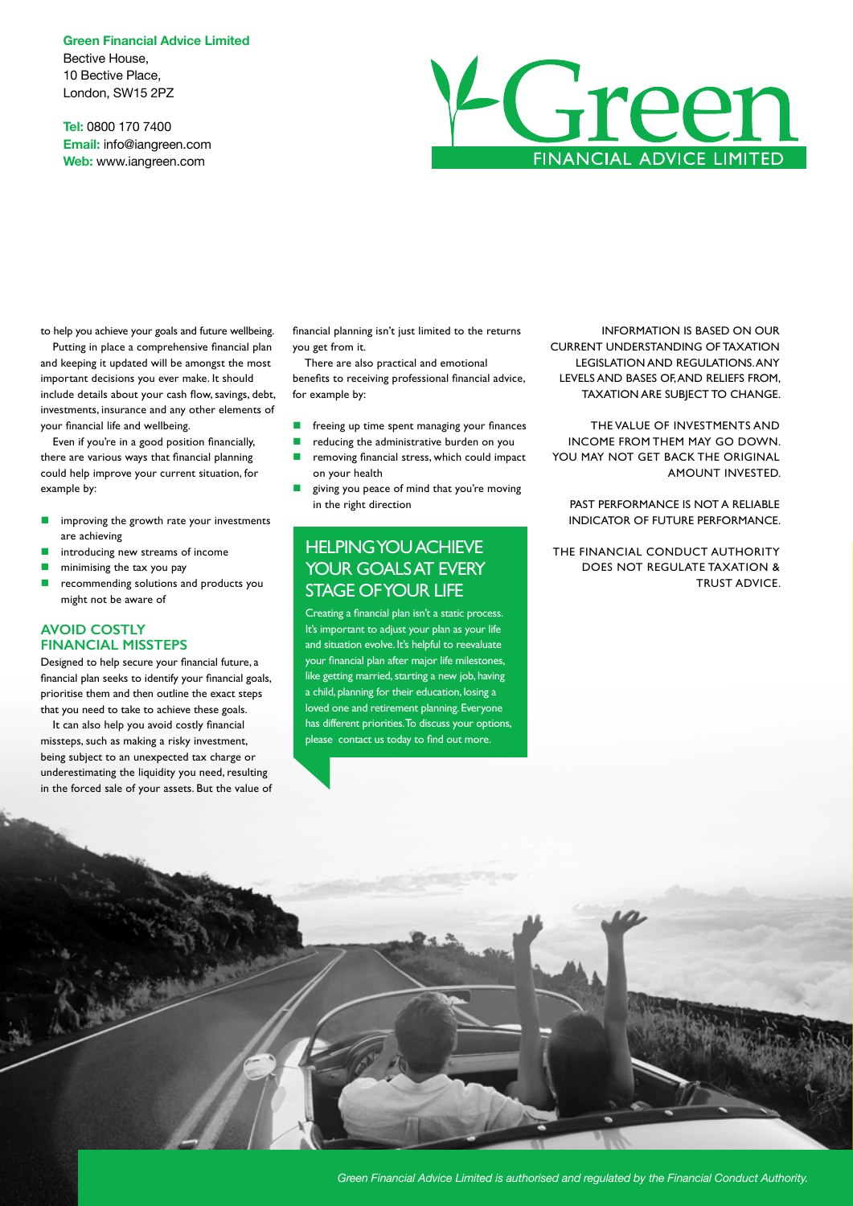**Green Financial Advice Limited**
Bective House,
10 Bective Place,
London, SW15 2PZ

**Tel:** 0800 170 7400
**Email:** info@iangreen.com
**Web:** www.iangreen.com

Green
FINANCIAL ADVICE LIMITED

to help you achieve your goals and future wellbeing.

Putting in place a comprehensive financial plan and keeping it updated will be amongst the most important decisions you ever make. It should include details about your cash flow, savings, debt, investments, insurance and any other elements of your financial life and wellbeing.

Even if you're in a good position financially, there are various ways that financial planning could help improve your current situation, for example by:

- improving the growth rate your investments are achieving
- introducing new streams of income
- minimising the tax you pay
- recommending solutions and products you might not be aware of

## AVOID COSTLY FINANCIAL MISSTEPS

Designed to help secure your financial future, a financial plan seeks to identify your financial goals, prioritise them and then outline the exact steps that you need to take to achieve these goals.

It can also help you avoid costly financial missteps, such as making a risky investment, being subject to an unexpected tax charge or underestimating the liquidity you need, resulting in the forced sale of your assets. But the value of financial planning isn't just limited to the returns you get from it.

There are also practical and emotional benefits to receiving professional financial advice, for example by:

- freeing up time spent managing your finances
- reducing the administrative burden on you
- removing financial stress, which could impact on your health
- giving you peace of mind that you're moving in the right direction

## HELPING YOU ACHIEVE YOUR GOALS AT EVERY STAGE OF YOUR LIFE

Creating a financial plan isn't a static process. It's important to adjust your plan as your life and situation evolve. It's helpful to reevaluate your financial plan after major life milestones, like getting married, starting a new job, having a child, planning for their education, losing a loved one and retirement planning. Everyone has different priorities. To discuss your options, please contact us today to find out more.

INFORMATION IS BASED ON OUR CURRENT UNDERSTANDING OF TAXATION LEGISLATION AND REGULATIONS. ANY LEVELS AND BASES OF, AND RELIEFS FROM, TAXATION ARE SUBJECT TO CHANGE.

THE VALUE OF INVESTMENTS AND INCOME FROM THEM MAY GO DOWN. YOU MAY NOT GET BACK THE ORIGINAL AMOUNT INVESTED.

PAST PERFORMANCE IS NOT A RELIABLE INDICATOR OF FUTURE PERFORMANCE.

THE FINANCIAL CONDUCT AUTHORITY DOES NOT REGULATE TAXATION & TRUST ADVICE.

*Green Financial Advice Limited is authorised and regulated by the Financial Conduct Authority.*